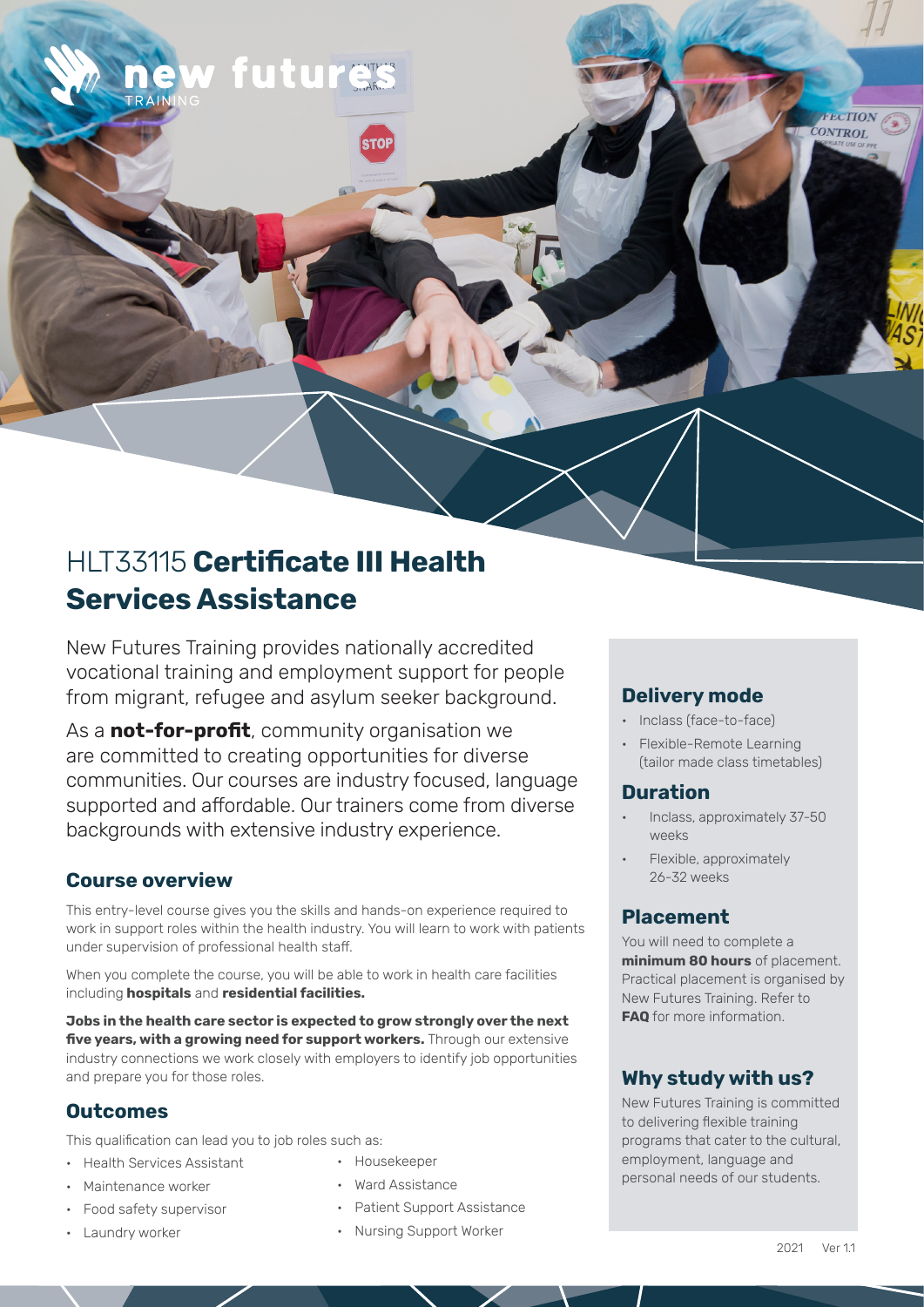new futures TRAINING

# HLT33115 **Certificate III Health Services Assistance**

New Futures Training provides nationally accredited vocational training and employment support for people from migrant, refugee and asylum seeker background.

As a **not-for-profit**, community organisation we are committed to creating opportunities for diverse communities. Our courses are industry focused, language supported and affordable. Our trainers come from diverse backgrounds with extensive industry experience.

## Course overview

This entry-level course gives you the skills and hands-on experience required to work in support roles within the health industry. You will learn to work with patients under supervision of professional health staff.

When you complete the course, you will be able to work in health care facilities including **hospitals** and **residential facilities.**

**Jobs in the health care sector is expected to grow strongly over the next five years, with a growing need for support workers.** Through our extensive industry connections we work closely with employers to identify job opportunities and prepare you for those roles.

## Outcomes

This qualification can lead you to job roles such as:

- Health Services Assistant
- Maintenance worker
- Food safety supervisor
- Laundry worker
- Housekeeper
- Ward Assistance
- Patient Support Assistance
- Nursing Support Worker

## Delivery mode

- Inclass (face-to-face)
- Flexible-Remote Learning (tailor made class timetables)

## Duration

- Inclass, approximately 37-50 weeks
- Flexible, approximately 26-32 weeks

## Placement

You will need to complete a **minimum 80 hours** of placement. Practical placement is organised by New Futures Training. Refer to **FAQ** for more information.

## Why study with us?

New Futures Training is committed to delivering flexible training programs that cater to the cultural, employment, language and personal needs of our students.

2021 Ver 1.1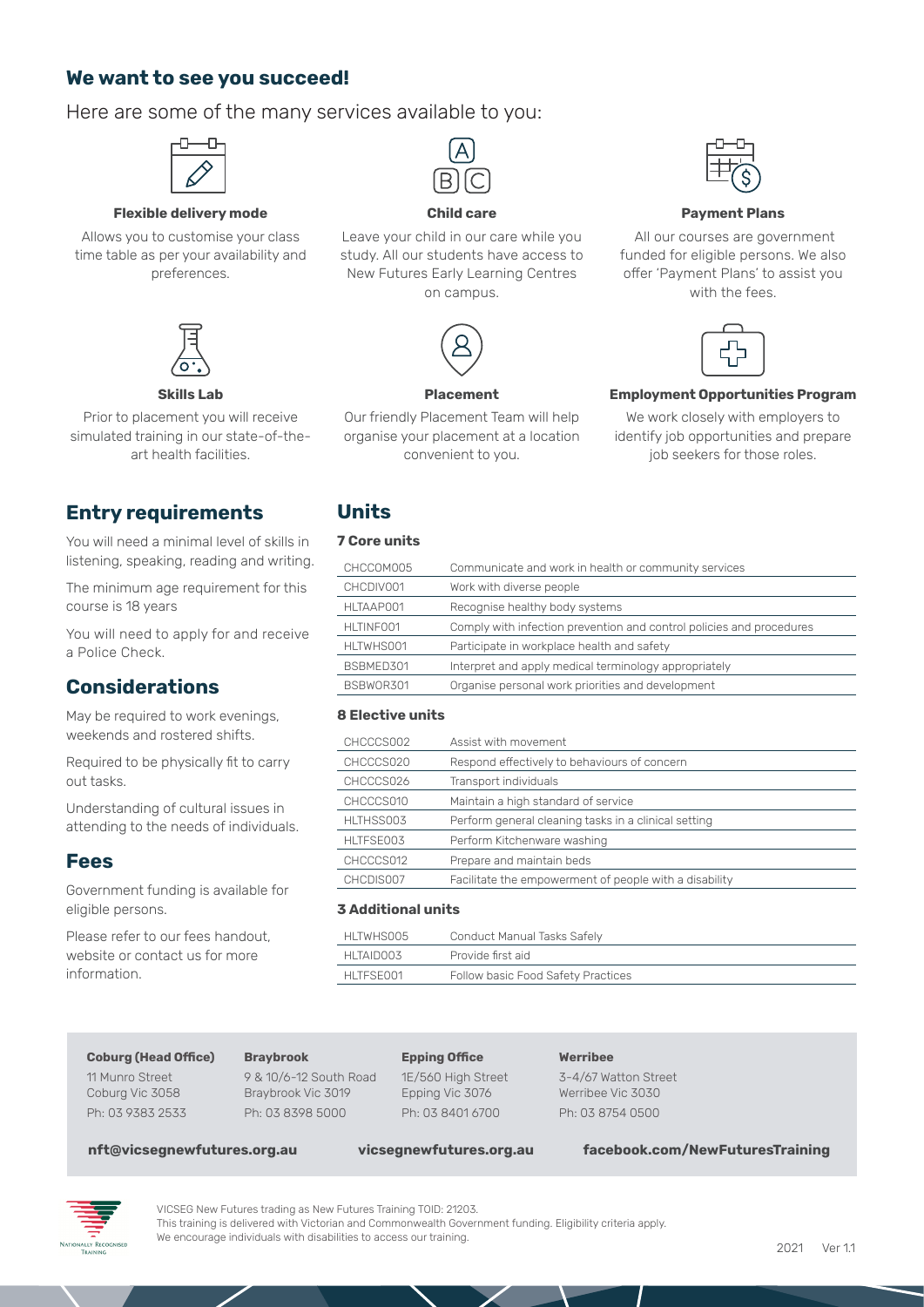## We want to see you succeed!

Here are some of the many services available to you:

**Flexible delivery mode**

Allows you to customise your class time table as per your availability and preferences.

**Child care**

Leave your child in our care while you study. All our students have access to New Futures Early Learning Centres on campus.

**Payment Plans**

All our courses are government funded for eligible persons. We also offer 'Payment Plans' to assist you with the fees.

**Skills Lab**

Prior to placement you will receive simulated training in our state-of-the-art health facilities.

**Placement**

Our friendly Placement Team will help organise your placement at a location convenient to you.

**Employment Opportunities Program**

We work closely with employers to identify job opportunities and prepare job seekers for those roles.

## Entry requirements

You will need a minimal level of skills in listening, speaking, reading and writing.

The minimum age requirement for this course is 18 years

You will need to apply for and receive a Police Check.

## Considerations

May be required to work evenings, weekends and rostered shifts.

Required to be physically fit to carry out tasks.

Understanding of cultural issues in attending to the needs of individuals.

## Fees

Government funding is available for eligible persons.

Please refer to our fees handout, website or contact us for more information.

## Units

### 7 Core units

| | |
|---|---|
| CHCCOM005 | Communicate and work in health or community services |
| CHCDIV001 | Work with diverse people |
| HLTAAP001 | Recognise healthy body systems |
| HLTINF001 | Comply with infection prevention and control policies and procedures |
| HLTWHS001 | Participate in workplace health and safety |
| BSBMED301 | Interpret and apply medical terminology appropriately |
| BSBWOR301 | Organise personal work priorities and development |

### 8 Elective units

| | |
|---|---|
| CHCCCS002 | Assist with movement |
| CHCCCS020 | Respond effectively to behaviours of concern |
| CHCCCS026 | Transport individuals |
| CHCCCS010 | Maintain a high standard of service |
| HLTHSS003 | Perform general cleaning tasks in a clinical setting |
| HLTFSE003 | Perform Kitchenware washing |
| CHCCCS012 | Prepare and maintain beds |
| CHCDIS007 | Facilitate the empowerment of people with a disability |

### 3 Additional units

| | |
|---|---|
| HLTWHS005 | Conduct Manual Tasks Safely |
| HLTAID003 | Provide first aid |
| HLTFSE001 | Follow basic Food Safety Practices |

**Coburg (Head Office)**
11 Munro Street
Coburg Vic 3058
Ph: 03 9383 2533

**Braybrook**
9 & 10/6-12 South Road
Braybrook Vic 3019
Ph: 03 8398 5000

**Epping Office**
1E/560 High Street
Epping Vic 3076
Ph: 03 8401 6700

**Werribee**
3-4/67 Watton Street
Werribee Vic 3030
Ph: 03 8754 0500

**nft@vicsegnewfutures.org.au** **vicsegnewfutures.org.au** **facebook.com/NewFuturesTraining**

VICSEG New Futures trading as New Futures Training TOID: 21203.
This training is delivered with Victorian and Commonwealth Government funding. Eligibility criteria apply.
We encourage individuals with disabilities to access our training.

2021 Ver 1.1